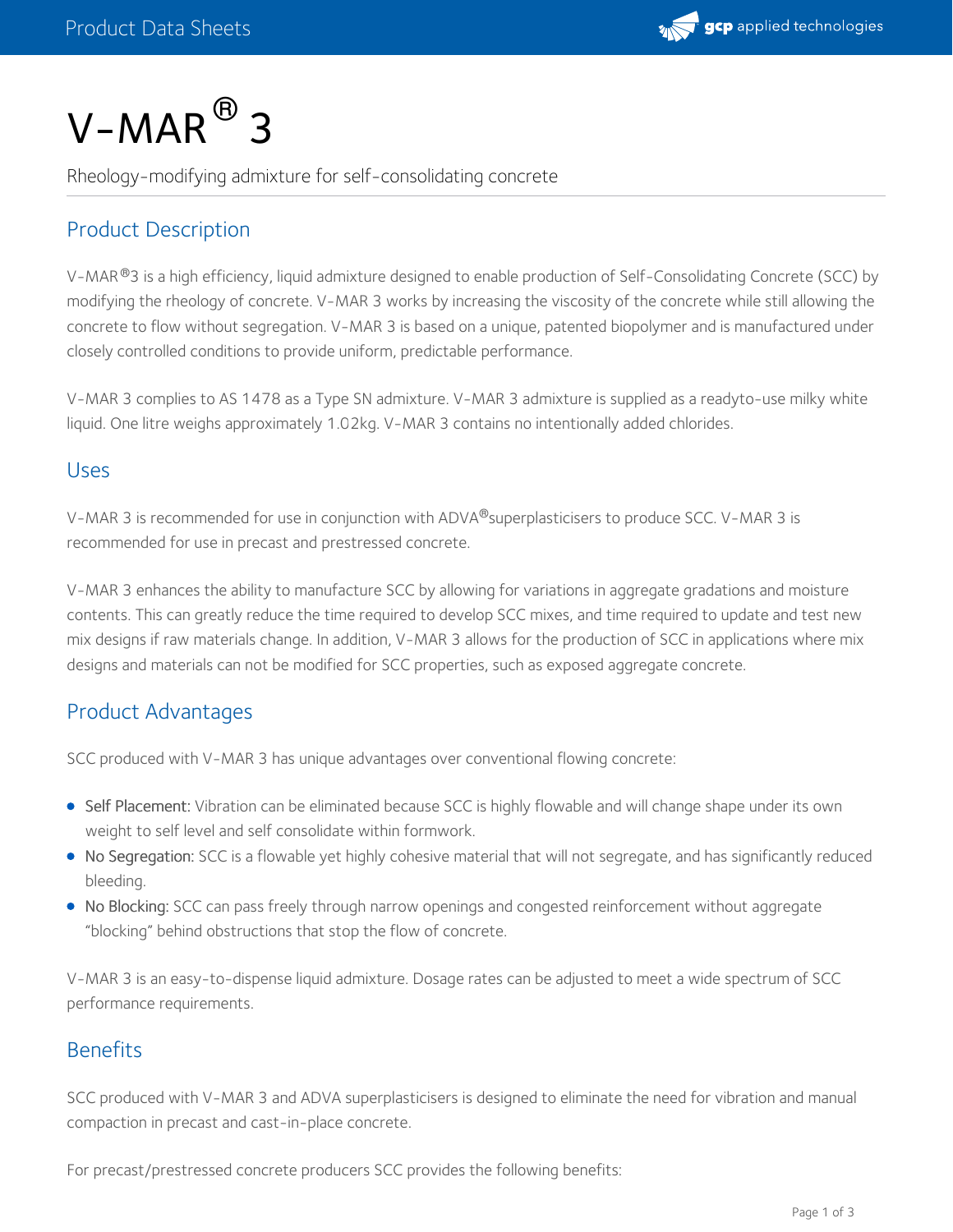# V-MAR® 3

Rheology-modifying admixture for self-consolidating concrete

## Product Description

V-MAR®3 is a high efficiency, liquid admixture designed to enable production of Self-Consolidating Concrete (SCC) by modifying the rheology of concrete. V-MAR 3 works by increasing the viscosity of the concrete while still allowing the concrete to flow without segregation. V-MAR 3 is based on a unique, patented biopolymer and is manufactured under closely controlled conditions to provide uniform, predictable performance.

V-MAR 3 complies to AS 1478 as a Type SN admixture. V-MAR 3 admixture is supplied as a readyto-use milky white liquid. One litre weighs approximately 1.02kg. V-MAR 3 contains no intentionally added chlorides.

## Uses

V-MAR 3 is recommended for use in conjunction with ADVA®superplasticisers to produce SCC. V-MAR 3 is recommended for use in precast and prestressed concrete.

V-MAR 3 enhances the ability to manufacture SCC by allowing for variations in aggregate gradations and moisture contents. This can greatly reduce the time required to develop SCC mixes, and time required to update and test new mix designs if raw materials change. In addition, V-MAR 3 allows for the production of SCC in applications where mix designs and materials can not be modified for SCC properties, such as exposed aggregate concrete.

## Product Advantages

SCC produced with V-MAR 3 has unique advantages over conventional flowing concrete:

- Self Placement: Vibration can be eliminated because SCC is highly flowable and will change shape under its own weight to self level and self consolidate within formwork.
- No Segregation: SCC is a flowable yet highly cohesive material that will not segregate, and has significantly reduced bleeding.
- No Blocking: SCC can pass freely through narrow openings and congested reinforcement without aggregate "blocking" behind obstructions that stop the flow of concrete.

V-MAR 3 is an easy-to-dispense liquid admixture. Dosage rates can be adjusted to meet a wide spectrum of SCC performance requirements.

## Benefits

SCC produced with V-MAR 3 and ADVA superplasticisers is designed to eliminate the need for vibration and manual compaction in precast and cast-in-place concrete.

For precast/prestressed concrete producers SCC provides the following benefits: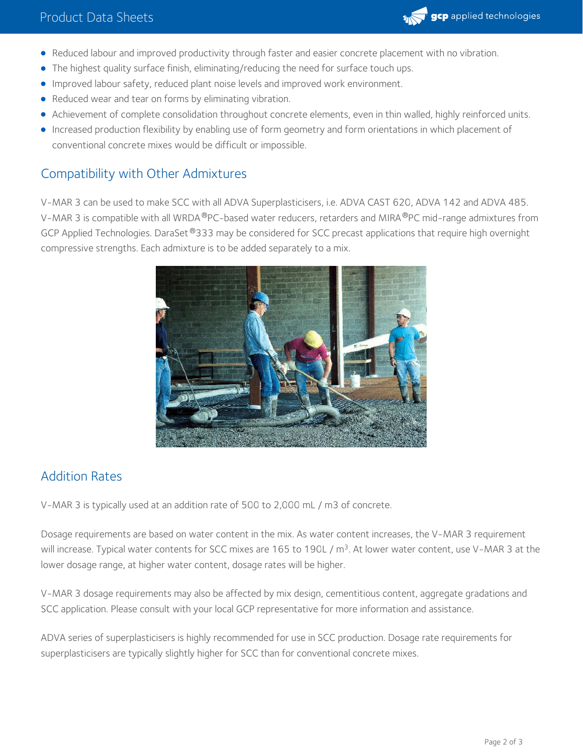- Reduced labour and improved productivity through faster and easier concrete placement with no vibration.
- The highest quality surface finish, eliminating/reducing the need for surface touch ups.
- Improved labour safety, reduced plant noise levels and improved work environment.
- Reduced wear and tear on forms by eliminating vibration.
- Achievement of complete consolidation throughout concrete elements, even in thin walled, highly reinforced units.
- Increased production flexibility by enabling use of form geometry and form orientations in which placement of conventional concrete mixes would be difficult or impossible.

## Compatibility with Other Admixtures

V-MAR 3 can be used to make SCC with all ADVA Superplasticisers, i.e. ADVA CAST 620, ADVA 142 and ADVA 485. V-MAR 3 is compatible with all WRDA®PC-based water reducers, retarders and MIRA®PC mid-range admixtures from GCP Applied Technologies. DaraSet®333 may be considered for SCC precast applications that require high overnight compressive strengths. Each admixture is to be added separately to a mix.

## Addition Rates

V-MAR 3 is typically used at an addition rate of 500 to 2,000 mL / m3 of concrete.

Dosage requirements are based on water content in the mix. As water content increases, the V-MAR 3 requirement will increase. Typical water contents for SCC mixes are 165 to 190L / $m^3$. At lower water content, use V-MAR 3 at the lower dosage range, at higher water content, dosage rates will be higher.

V-MAR 3 dosage requirements may also be affected by mix design, cementitious content, aggregate gradations and SCC application. Please consult with your local GCP representative for more information and assistance.

ADVA series of superplasticisers is highly recommended for use in SCC production. Dosage rate requirements for superplasticisers are typically slightly higher for SCC than for conventional concrete mixes.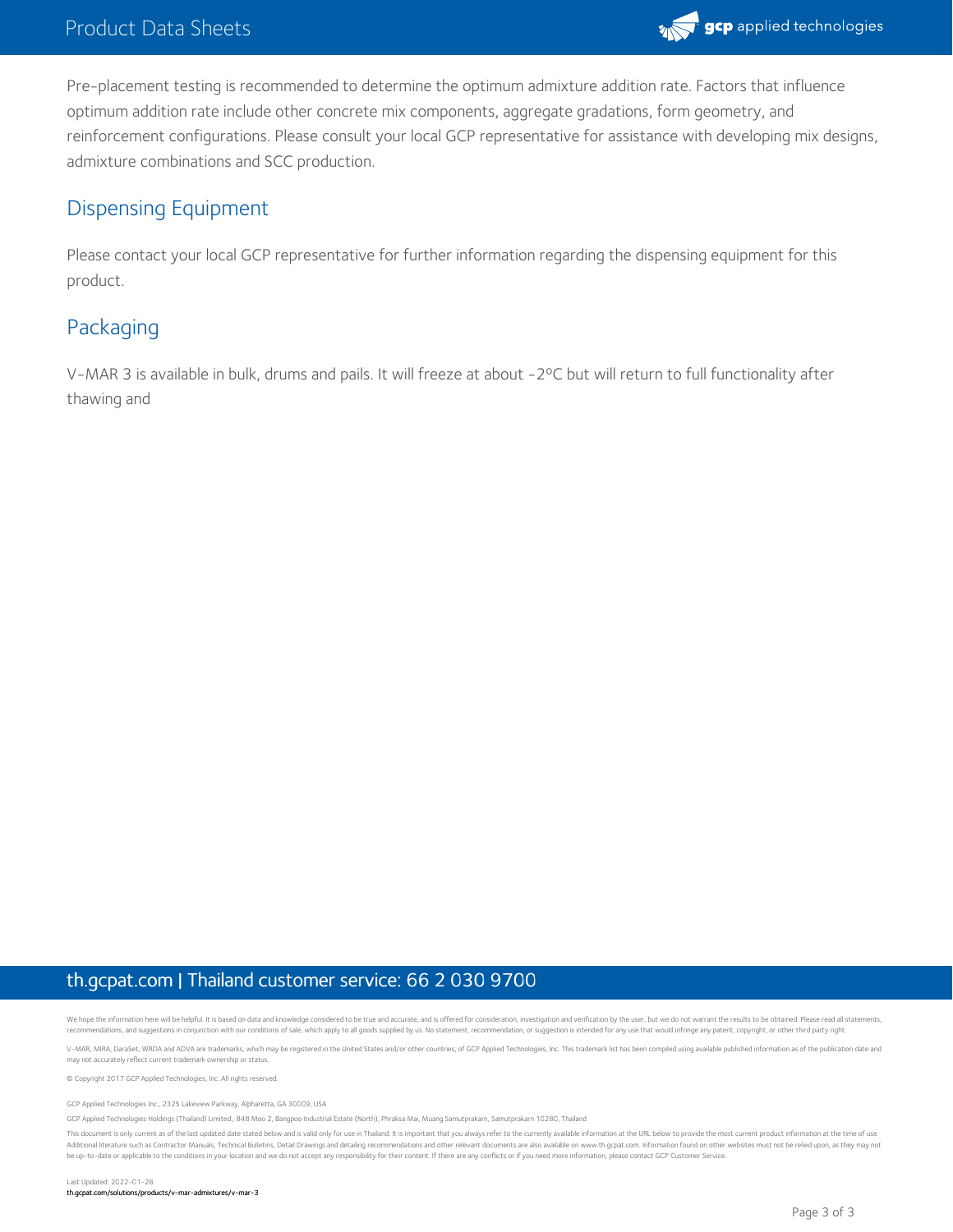Pre-placement testing is recommended to determine the optimum admixture addition rate. Factors that influence optimum addition rate include other concrete mix components, aggregate gradations, form geometry, and reinforcement configurations. Please consult your local GCP representative for assistance with developing mix designs, admixture combinations and SCC production.

## Dispensing Equipment

Please contact your local GCP representative for further information regarding the dispensing equipment for this product.

## Packaging

V-MAR 3 is available in bulk, drums and pails. It will freeze at about -2ºC but will return to full functionality after thawing and

th.gcpat.com | Thailand customer service: 66 2 030 9700

We hope the information here will be helpful. It is based on data and knowledge considered to be true and accurate, and is offered for consideration, investigation and verification by the user, but we do not warrant the results to be obtained. Please read all statements, recommendations, and suggestions in conjunction with our conditions of sale, which apply to all goods supplied by us. No statement, recommendation, or suggestion is intended for any use that would infringe any patent, copyright, or other third party right.

V-MAR, MIRA, DaraSet, WRDA and ADVA are trademarks, which may be registered in the United States and/or other countries, of GCP Applied Technologies, Inc. This trademark list has been compiled using available published information as of the publication date and may not accurately reflect current trademark ownership or status.

© Copyright 2017 GCP Applied Technologies, Inc. All rights reserved.

GCP Applied Technologies Inc., 2325 Lakeview Parkway, Alpharetta, GA 30009, USA

GCP Applied Technologies Holdings (Thailand) Limited., 848 Moo 2, Bangpoo Industrial Estate (North), Phraksa Mai, Muang Samutprakarn, Samutprakarn 10280, Thailand

This document is only current as of the last updated date stated below and is valid only for use in Thailand. It is important that you always refer to the currently available information at the URL below to provide the most current product information at the time of use. Additional literature such as Contractor Manuals, Technical Bulletins, Detail Drawings and detailing recommendations and other relevant documents are also available on www.th.gcpat.com. Information found on other websites must not be relied upon, as they may not be up-to-date or applicable to the conditions in your location and we do not accept any responsibility for their content. If there are any conflicts or if you need more information, please contact GCP Customer Service.

Last Updated: 2022-01-28

th.gcpat.com/solutions/products/v-mar-admixtures/v-mar-3